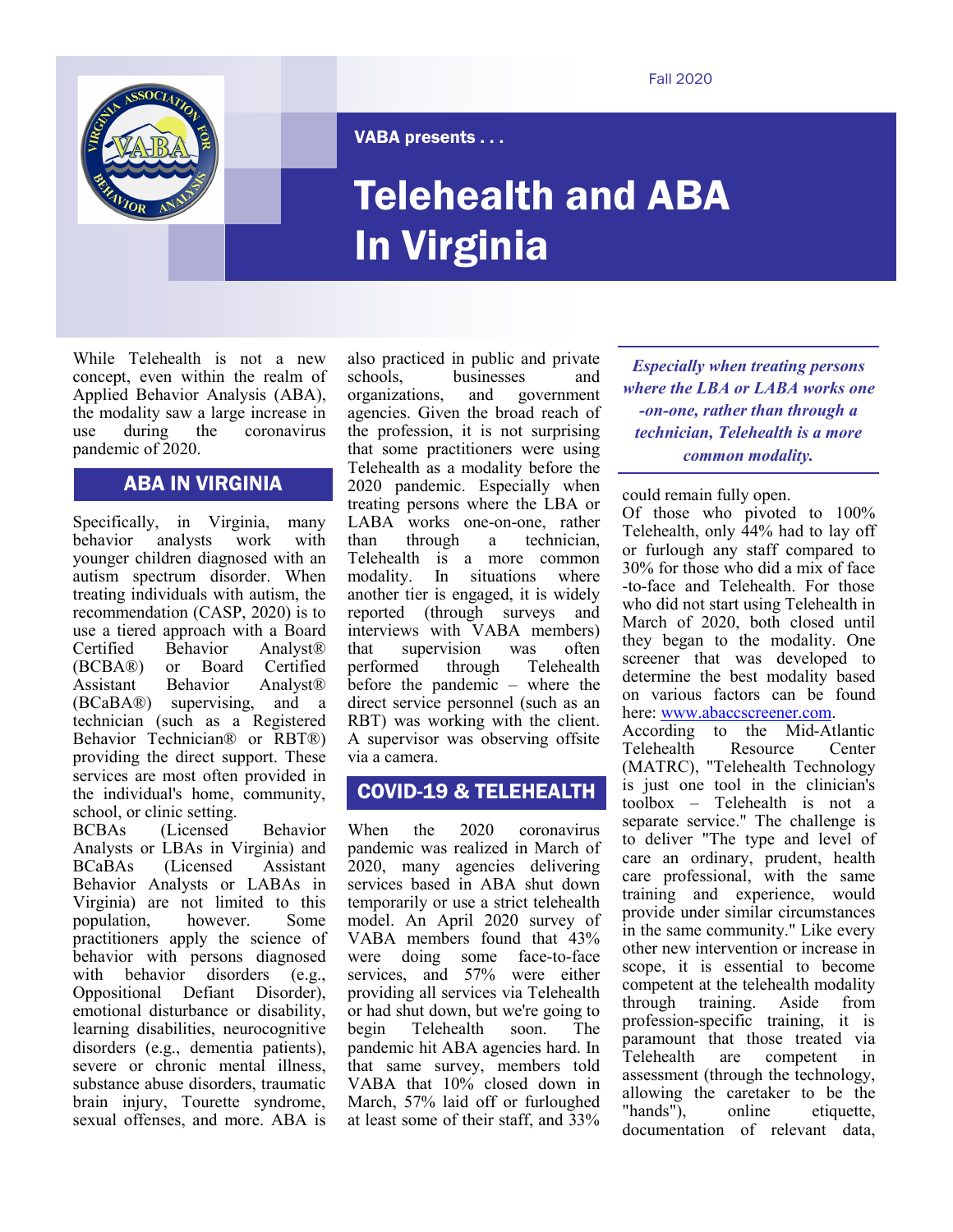Fall 2020

VABA presents . . .

# Telehealth and ABA In Virginia

While Telehealth is not a new concept, even within the realm of Applied Behavior Analysis (ABA), the modality saw a large increase in use during the coronavirus pandemic of 2020.

## ABA IN VIRGINIA

Specifically, in Virginia, many behavior analysts work with younger children diagnosed with an autism spectrum disorder. When treating individuals with autism, the recommendation (CASP, 2020) is to use a tiered approach with a Board Certified Behavior Analyst® (BCBA®) or Board Certified Assistant Behavior Analyst® (BCaBA®) supervising, and a technician (such as a Registered Behavior Technician® or RBT®) providing the direct support. These services are most often provided in the individual's home, community, school, or clinic setting.

BCBAs (Licensed Behavior Analysts or LBAs in Virginia) and BCaBAs (Licensed Assistant Behavior Analysts or LABAs in Virginia) are not limited to this population, however. Some practitioners apply the science of behavior with persons diagnosed with behavior disorders (e.g., Oppositional Defiant Disorder), emotional disturbance or disability, learning disabilities, neurocognitive disorders (e.g., dementia patients), severe or chronic mental illness, substance abuse disorders, traumatic brain injury, Tourette syndrome, sexual offenses, and more. ABA is also practiced in public and private schools, businesses and organizations, and government agencies. Given the broad reach of the profession, it is not surprising that some practitioners were using Telehealth as a modality before the 2020 pandemic. Especially when treating persons where the LBA or LABA works one-on-one, rather than through a technician, Telehealth is a more common modality. In situations where another tier is engaged, it is widely reported (through surveys and interviews with VABA members) that supervision was often performed through Telehealth before the pandemic – where the direct service personnel (such as an RBT) was working with the client. A supervisor was observing offsite via a camera.

> ***Especially when treating persons where the LBA or LABA works one-on-one, rather than through a technician, Telehealth is a more common modality.***

## COVID-19 & TELEHEALTH

When the 2020 coronavirus pandemic was realized in March of 2020, many agencies delivering services based in ABA shut down temporarily or use a strict telehealth model. An April 2020 survey of VABA members found that 43% were doing some face-to-face services, and 57% were either providing all services via Telehealth or had shut down, but we're going to begin Telehealth soon. The pandemic hit ABA agencies hard. In that same survey, members told VABA that 10% closed down in March, 57% laid off or furloughed at least some of their staff, and 33% could remain fully open.

Of those who pivoted to 100% Telehealth, only 44% had to lay off or furlough any staff compared to 30% for those who did a mix of face-to-face and Telehealth. For those who did not start using Telehealth in March of 2020, both closed until they began to the modality. One screener that was developed to determine the best modality based on various factors can be found here: www.abaccscreener.com.

According to the Mid-Atlantic Telehealth Resource Center (MATRC), "Telehealth Technology is just one tool in the clinician's toolbox – Telehealth is not a separate service." The challenge is to deliver "The type and level of care an ordinary, prudent, health care professional, with the same training and experience, would provide under similar circumstances in the same community." Like every other new intervention or increase in scope, it is essential to become competent at the telehealth modality through training. Aside from profession-specific training, it is paramount that those treated via Telehealth are competent in assessment (through the technology, allowing the caretaker to be the "hands"), online etiquette, documentation of relevant data,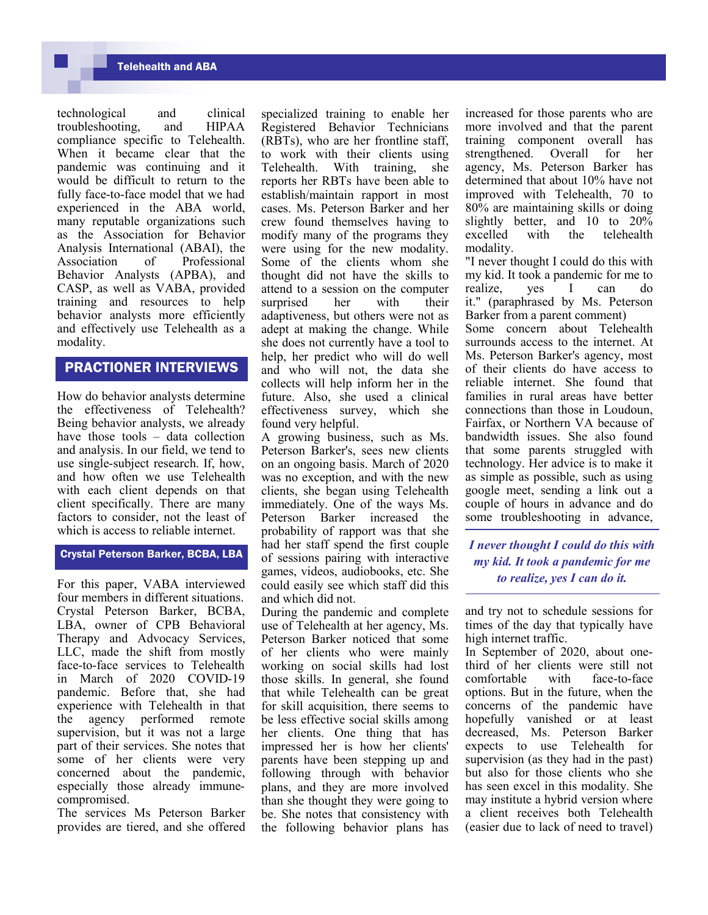technological and clinical troubleshooting, and HIPAA compliance specific to Telehealth. When it became clear that the pandemic was continuing and it would be difficult to return to the fully face-to-face model that we had experienced in the ABA world, many reputable organizations such as the Association for Behavior Analysis International (ABAI), the Association of Professional Behavior Analysts (APBA), and CASP, as well as VABA, provided training and resources to help behavior analysts more efficiently and effectively use Telehealth as a modality.

## PRACTIONER INTERVIEWS

How do behavior analysts determine the effectiveness of Telehealth? Being behavior analysts, we already have those tools – data collection and analysis. In our field, we tend to use single-subject research. If, how, and how often we use Telehealth with each client depends on that client specifically. There are many factors to consider, not the least of which is access to reliable internet.

### Crystal Peterson Barker, BCBA, LBA

For this paper, VABA interviewed four members in different situations. Crystal Peterson Barker, BCBA, LBA, owner of CPB Behavioral Therapy and Advocacy Services, LLC, made the shift from mostly face-to-face services to Telehealth in March of 2020 COVID-19 pandemic. Before that, she had experience with Telehealth in that the agency performed remote supervision, but it was not a large part of their services. She notes that some of her clients were very concerned about the pandemic, especially those already immune-compromised.

The services Ms Peterson Barker provides are tiered, and she offered specialized training to enable her Registered Behavior Technicians (RBTs), who are her frontline staff, to work with their clients using Telehealth. With training, she reports her RBTs have been able to establish/maintain rapport in most cases. Ms. Peterson Barker and her crew found themselves having to modify many of the programs they were using for the new modality. Some of the clients whom she thought did not have the skills to attend to a session on the computer surprised her with their adaptiveness, but others were not as adept at making the change. While she does not currently have a tool to help, her predict who will do well and who will not, the data she collects will help inform her in the future. Also, she used a clinical effectiveness survey, which she found very helpful.

A growing business, such as Ms. Peterson Barker's, sees new clients on an ongoing basis. March of 2020 was no exception, and with the new clients, she began using Telehealth immediately. One of the ways Ms. Peterson Barker increased the probability of rapport was that she had her staff spend the first couple of sessions pairing with interactive games, videos, audiobooks, etc. She could easily see which staff did this and which did not.

During the pandemic and complete use of Telehealth at her agency, Ms. Peterson Barker noticed that some of her clients who were mainly working on social skills had lost those skills. In general, she found that while Telehealth can be great for skill acquisition, there seems to be less effective social skills among her clients. One thing that has impressed her is how her clients' parents have been stepping up and following through with behavior plans, and they are more involved than she thought they were going to be. She notes that consistency with the following behavior plans has increased for those parents who are more involved and that the parent training component overall has strengthened. Overall for her agency, Ms. Peterson Barker has determined that about 10% have not improved with Telehealth, 70 to 80% are maintaining skills or doing slightly better, and 10 to 20% excelled with the telehealth modality.

"I never thought I could do this with my kid. It took a pandemic for me to realize, yes I can do it." (paraphrased by Ms. Peterson Barker from a parent comment)

Some concern about Telehealth surrounds access to the internet. At Ms. Peterson Barker's agency, most of their clients do have access to reliable internet. She found that families in rural areas have better connections than those in Loudoun, Fairfax, or Northern VA because of bandwidth issues. She also found that some parents struggled with technology. Her advice is to make it as simple as possible, such as using google meet, sending a link out a couple of hours in advance and do some troubleshooting in advance, and try not to schedule sessions for times of the day that typically have high internet traffic.

> ***I never thought I could do this with my kid. It took a pandemic for me to realize, yes I can do it.***

In September of 2020, about one-third of her clients were still not comfortable with face-to-face options. But in the future, when the concerns of the pandemic have hopefully vanished or at least decreased, Ms. Peterson Barker expects to use Telehealth for supervision (as they had in the past) but also for those clients who she has seen excel in this modality. She may institute a hybrid version where a client receives both Telehealth (easier due to lack of need to travel)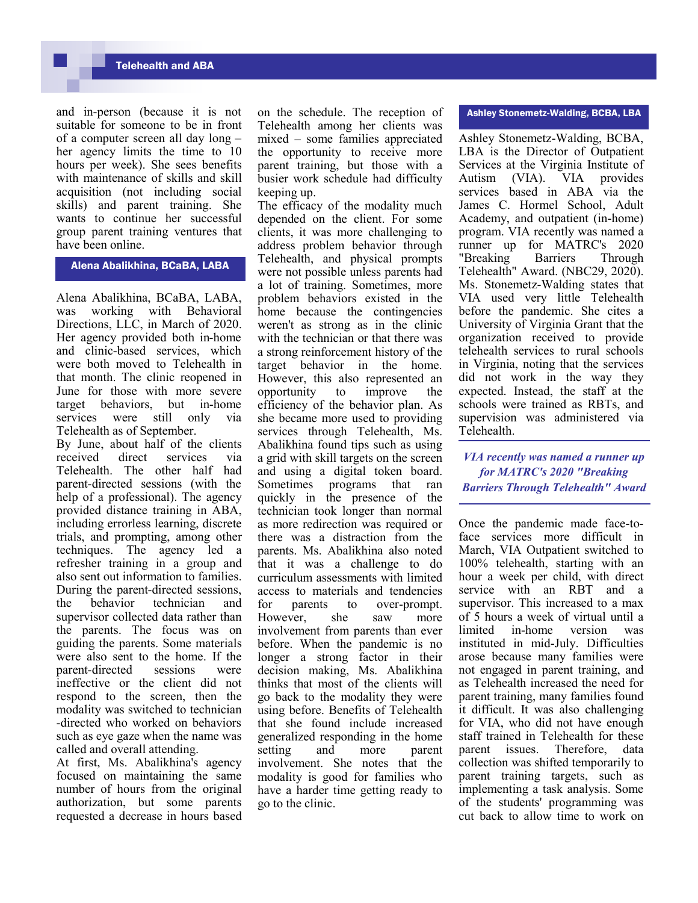and in-person (because it is not suitable for someone to be in front of a computer screen all day long – her agency limits the time to 10 hours per week). She sees benefits with maintenance of skills and skill acquisition (not including social skills) and parent training. She wants to continue her successful group parent training ventures that have been online.

### Alena Abalikhina, BCaBA, LABA

Alena Abalikhina, BCaBA, LABA, was working with Behavioral Directions, LLC, in March of 2020. Her agency provided both in-home and clinic-based services, which were both moved to Telehealth in that month. The clinic reopened in June for those with more severe target behaviors, but in-home services were still only via Telehealth as of September.

By June, about half of the clients received direct services via Telehealth. The other half had parent-directed sessions (with the help of a professional). The agency provided distance training in ABA, including errorless learning, discrete trials, and prompting, among other techniques. The agency led a refresher training in a group and also sent out information to families. During the parent-directed sessions, the behavior technician and supervisor collected data rather than the parents. The focus was on guiding the parents. Some materials were also sent to the home. If the parent-directed sessions were ineffective or the client did not respond to the screen, then the modality was switched to technician -directed who worked on behaviors such as eye gaze when the name was called and overall attending.

At first, Ms. Abalikhina's agency focused on maintaining the same number of hours from the original authorization, but some parents requested a decrease in hours based on the schedule. The reception of Telehealth among her clients was mixed – some families appreciated the opportunity to receive more parent training, but those with a busier work schedule had difficulty keeping up.

The efficacy of the modality much depended on the client. For some clients, it was more challenging to address problem behavior through Telehealth, and physical prompts were not possible unless parents had a lot of training. Sometimes, more problem behaviors existed in the home because the contingencies weren't as strong as in the clinic with the technician or that there was a strong reinforcement history of the target behavior in the home. However, this also represented an opportunity to improve the efficiency of the behavior plan. As she became more used to providing services through Telehealth, Ms. Abalikhina found tips such as using a grid with skill targets on the screen and using a digital token board. Sometimes programs that ran quickly in the presence of the technician took longer than normal as more redirection was required or there was a distraction from the parents. Ms. Abalikhina also noted that it was a challenge to do curriculum assessments with limited access to materials and tendencies for parents to over-prompt. However, she saw more involvement from parents than ever before. When the pandemic is no longer a strong factor in their decision making, Ms. Abalikhina thinks that most of the clients will go back to the modality they were using before. Benefits of Telehealth that she found include increased generalized responding in the home setting and more parent involvement. She notes that the modality is good for families who have a harder time getting ready to go to the clinic.

### Ashley Stonemetz-Walding, BCBA, LBA

Ashley Stonemetz-Walding, BCBA, LBA is the Director of Outpatient Services at the Virginia Institute of Autism (VIA). VIA provides services based in ABA via the James C. Hormel School, Adult Academy, and outpatient (in-home) program. VIA recently was named a runner up for MATRC's 2020 "Breaking Barriers Through Telehealth" Award. (NBC29, 2020). Ms. Stonemetz-Walding states that VIA used very little Telehealth before the pandemic. She cites a University of Virginia Grant that the organization received to provide telehealth services to rural schools in Virginia, noting that the services did not work in the way they expected. Instead, the staff at the schools were trained as RBTs, and supervision was administered via Telehealth.

> ***VIA recently was named a runner up for MATRC's 2020 "Breaking Barriers Through Telehealth" Award***

Once the pandemic made face-to-face services more difficult in March, VIA Outpatient switched to 100% telehealth, starting with an hour a week per child, with direct service with an RBT and a supervisor. This increased to a max of 5 hours a week of virtual until a limited in-home version was instituted in mid-July. Difficulties arose because many families were not engaged in parent training, and as Telehealth increased the need for parent training, many families found it difficult. It was also challenging for VIA, who did not have enough staff trained in Telehealth for these parent issues. Therefore, data collection was shifted temporarily to parent training targets, such as implementing a task analysis. Some of the students' programming was cut back to allow time to work on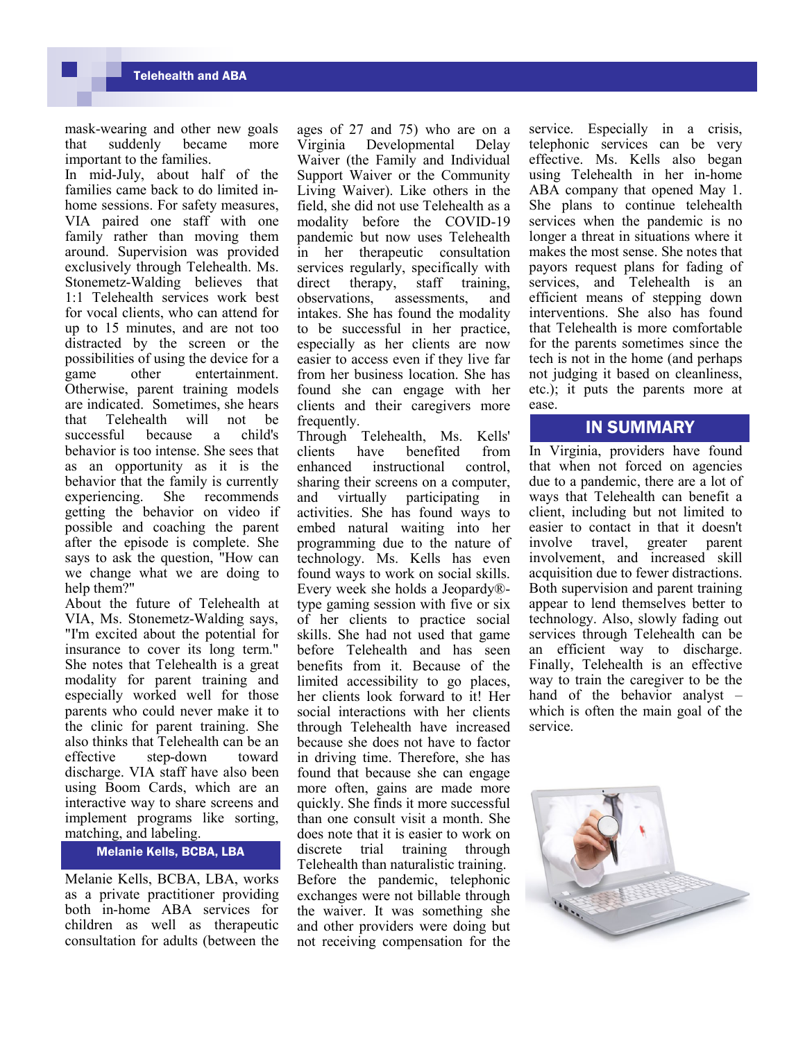mask-wearing and other new goals that suddenly became more important to the families.

In mid-July, about half of the families came back to do limited in-home sessions. For safety measures, VIA paired one staff with one family rather than moving them around. Supervision was provided exclusively through Telehealth. Ms. Stonemetz-Walding believes that 1:1 Telehealth services work best for vocal clients, who can attend for up to 15 minutes, and are not too distracted by the screen or the possibilities of using the device for a game other entertainment. Otherwise, parent training models are indicated. Sometimes, she hears that Telehealth will not be successful because a child's behavior is too intense. She sees that as an opportunity as it is the behavior that the family is currently experiencing. She recommends getting the behavior on video if possible and coaching the parent after the episode is complete. She says to ask the question, "How can we change what we are doing to help them?"

About the future of Telehealth at VIA, Ms. Stonemetz-Walding says, "I'm excited about the potential for insurance to cover its long term." She notes that Telehealth is a great modality for parent training and especially worked well for those parents who could never make it to the clinic for parent training. She also thinks that Telehealth can be an effective step-down toward discharge. VIA staff have also been using Boom Cards, which are an interactive way to share screens and implement programs like sorting, matching, and labeling.

## Melanie Kells, BCBA, LBA

Melanie Kells, BCBA, LBA, works as a private practitioner providing both in-home ABA services for children as well as therapeutic consultation for adults (between the ages of 27 and 75) who are on a Virginia Developmental Delay Waiver (the Family and Individual Support Waiver or the Community Living Waiver). Like others in the field, she did not use Telehealth as a modality before the COVID-19 pandemic but now uses Telehealth in her therapeutic consultation services regularly, specifically with direct therapy, staff training, observations, assessments, and intakes. She has found the modality to be successful in her practice, especially as her clients are now easier to access even if they live far from her business location. She has found she can engage with her clients and their caregivers more frequently.

Through Telehealth, Ms. Kells' clients have benefited from enhanced instructional control, sharing their screens on a computer, and virtually participating in activities. She has found ways to embed natural waiting into her programming due to the nature of technology. Ms. Kells has even found ways to work on social skills. Every week she holds a Jeopardy®-type gaming session with five or six of her clients to practice social skills. She had not used that game before Telehealth and has seen benefits from it. Because of the limited accessibility to go places, her clients look forward to it! Her social interactions with her clients through Telehealth have increased because she does not have to factor in driving time. Therefore, she has found that because she can engage more often, gains are made more quickly. She finds it more successful than one consult visit a month. She does note that it is easier to work on discrete trial training through Telehealth than naturalistic training.

Before the pandemic, telephonic exchanges were not billable through the waiver. It was something she and other providers were doing but not receiving compensation for the service. Especially in a crisis, telephonic services can be very effective. Ms. Kells also began using Telehealth in her in-home ABA company that opened May 1. She plans to continue telehealth services when the pandemic is no longer a threat in situations where it makes the most sense. She notes that payors request plans for fading of services, and Telehealth is an efficient means of stepping down interventions. She also has found that Telehealth is more comfortable for the parents sometimes since the tech is not in the home (and perhaps not judging it based on cleanliness, etc.); it puts the parents more at ease.

## IN SUMMARY

In Virginia, providers have found that when not forced on agencies due to a pandemic, there are a lot of ways that Telehealth can benefit a client, including but not limited to easier to contact in that it doesn't involve travel, greater parent involvement, and increased skill acquisition due to fewer distractions. Both supervision and parent training appear to lend themselves better to technology. Also, slowly fading out services through Telehealth can be an efficient way to discharge. Finally, Telehealth is an effective way to train the caregiver to be the hand of the behavior analyst – which is often the main goal of the service.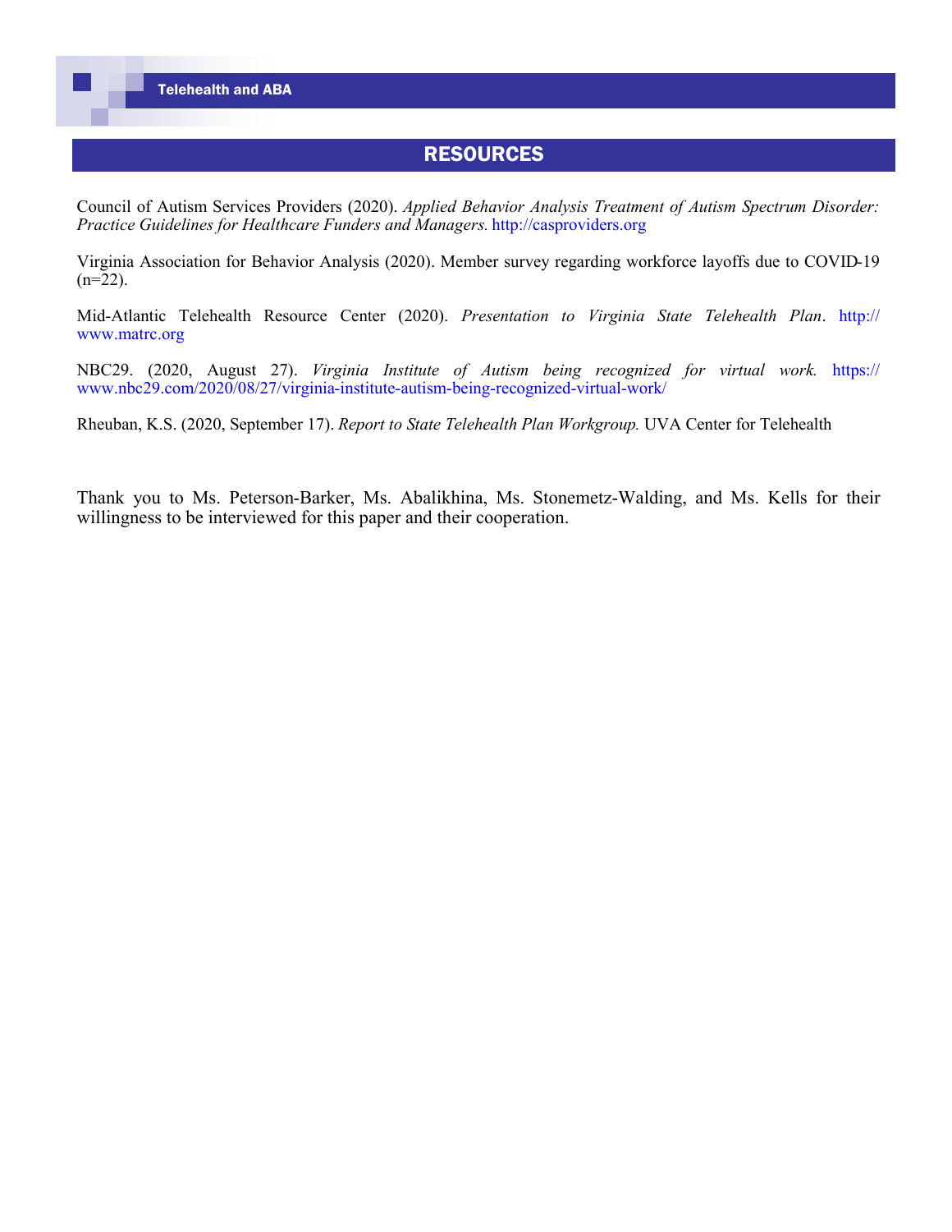## RESOURCES

Council of Autism Services Providers (2020). *Applied Behavior Analysis Treatment of Autism Spectrum Disorder: Practice Guidelines for Healthcare Funders and Managers.* http://casproviders.org

Virginia Association for Behavior Analysis (2020). Member survey regarding workforce layoffs due to COVID-19 (n=22).

Mid-Atlantic Telehealth Resource Center (2020). *Presentation to Virginia State Telehealth Plan*. http://www.matrc.org

NBC29. (2020, August 27). *Virginia Institute of Autism being recognized for virtual work.* https://www.nbc29.com/2020/08/27/virginia-institute-autism-being-recognized-virtual-work/

Rheuban, K.S. (2020, September 17). *Report to State Telehealth Plan Workgroup.* UVA Center for Telehealth

Thank you to Ms. Peterson-Barker, Ms. Abalikhina, Ms. Stonemetz-Walding, and Ms. Kells for their willingness to be interviewed for this paper and their cooperation.